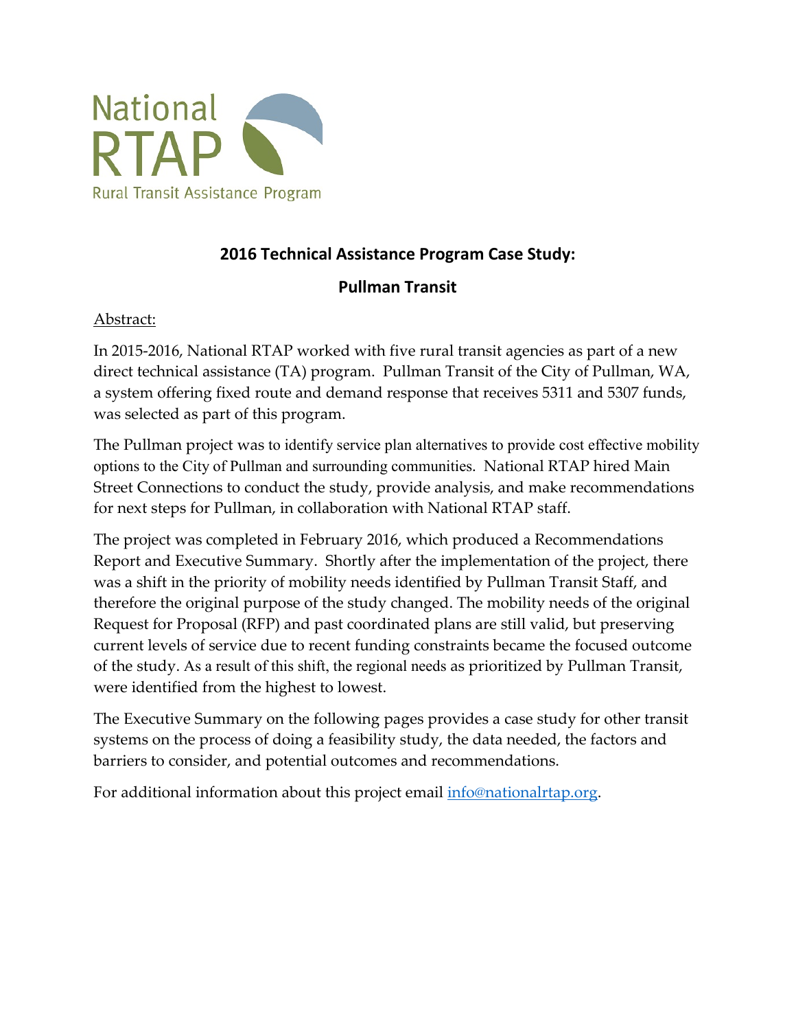National RTAP

Rural Transit Assistance Program

## 2016 Technical Assistance Program Case Study:

## Pullman Transit

Abstract:

In 2015-2016, National RTAP worked with five rural transit agencies as part of a new direct technical assistance (TA) program. Pullman Transit of the City of Pullman, WA, a system offering fixed route and demand response that receives 5311 and 5307 funds, was selected as part of this program.

The Pullman project was to identify service plan alternatives to provide cost effective mobility options to the City of Pullman and surrounding communities. National RTAP hired Main Street Connections to conduct the study, provide analysis, and make recommendations for next steps for Pullman, in collaboration with National RTAP staff.

The project was completed in February 2016, which produced a Recommendations Report and Executive Summary. Shortly after the implementation of the project, there was a shift in the priority of mobility needs identified by Pullman Transit Staff, and therefore the original purpose of the study changed. The mobility needs of the original Request for Proposal (RFP) and past coordinated plans are still valid, but preserving current levels of service due to recent funding constraints became the focused outcome of the study. As a result of this shift, the regional needs as prioritized by Pullman Transit, were identified from the highest to lowest.

The Executive Summary on the following pages provides a case study for other transit systems on the process of doing a feasibility study, the data needed, the factors and barriers to consider, and potential outcomes and recommendations.

For additional information about this project email info@nationalrtap.org.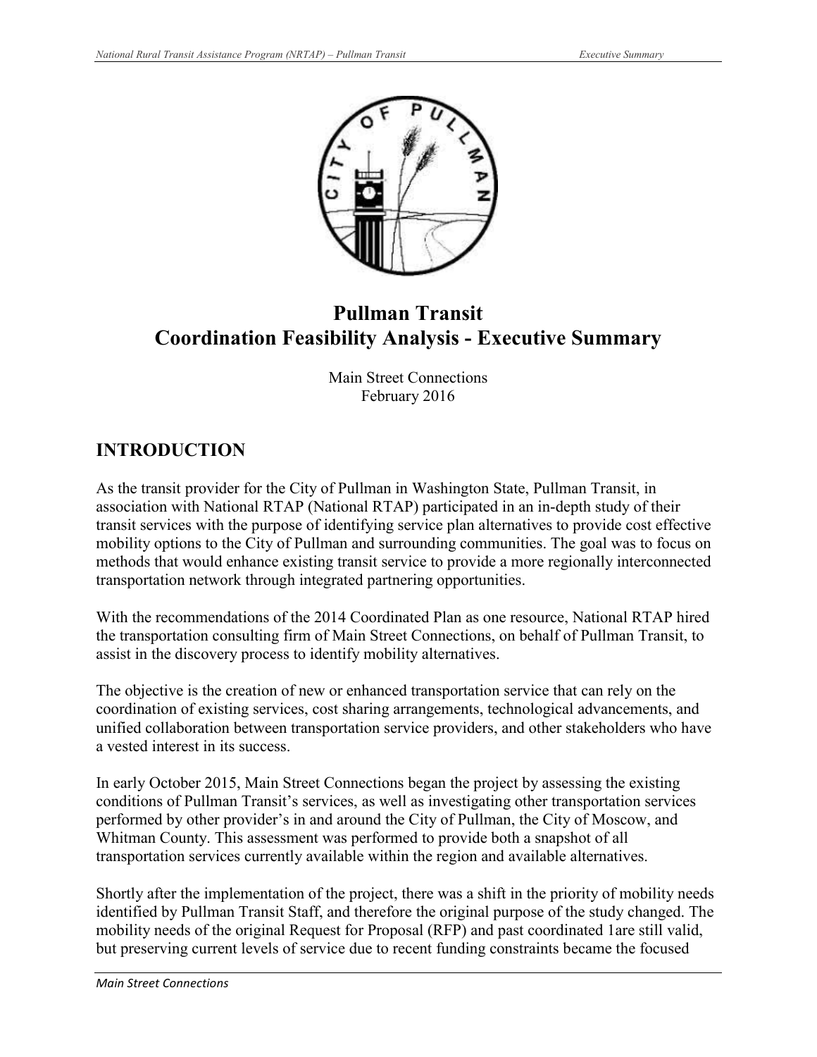# Pullman Transit
# Coordination Feasibility Analysis - Executive Summary

Main Street Connections
February 2016

## INTRODUCTION

As the transit provider for the City of Pullman in Washington State, Pullman Transit, in association with National RTAP (National RTAP) participated in an in-depth study of their transit services with the purpose of identifying service plan alternatives to provide cost effective mobility options to the City of Pullman and surrounding communities. The goal was to focus on methods that would enhance existing transit service to provide a more regionally interconnected transportation network through integrated partnering opportunities.

With the recommendations of the 2014 Coordinated Plan as one resource, National RTAP hired the transportation consulting firm of Main Street Connections, on behalf of Pullman Transit, to assist in the discovery process to identify mobility alternatives.

The objective is the creation of new or enhanced transportation service that can rely on the coordination of existing services, cost sharing arrangements, technological advancements, and unified collaboration between transportation service providers, and other stakeholders who have a vested interest in its success.

In early October 2015, Main Street Connections began the project by assessing the existing conditions of Pullman Transit's services, as well as investigating other transportation services performed by other provider's in and around the City of Pullman, the City of Moscow, and Whitman County. This assessment was performed to provide both a snapshot of all transportation services currently available within the region and available alternatives.

Shortly after the implementation of the project, there was a shift in the priority of mobility needs identified by Pullman Transit Staff, and therefore the original purpose of the study changed. The mobility needs of the original Request for Proposal (RFP) and past coordinated 1are still valid, but preserving current levels of service due to recent funding constraints became the focused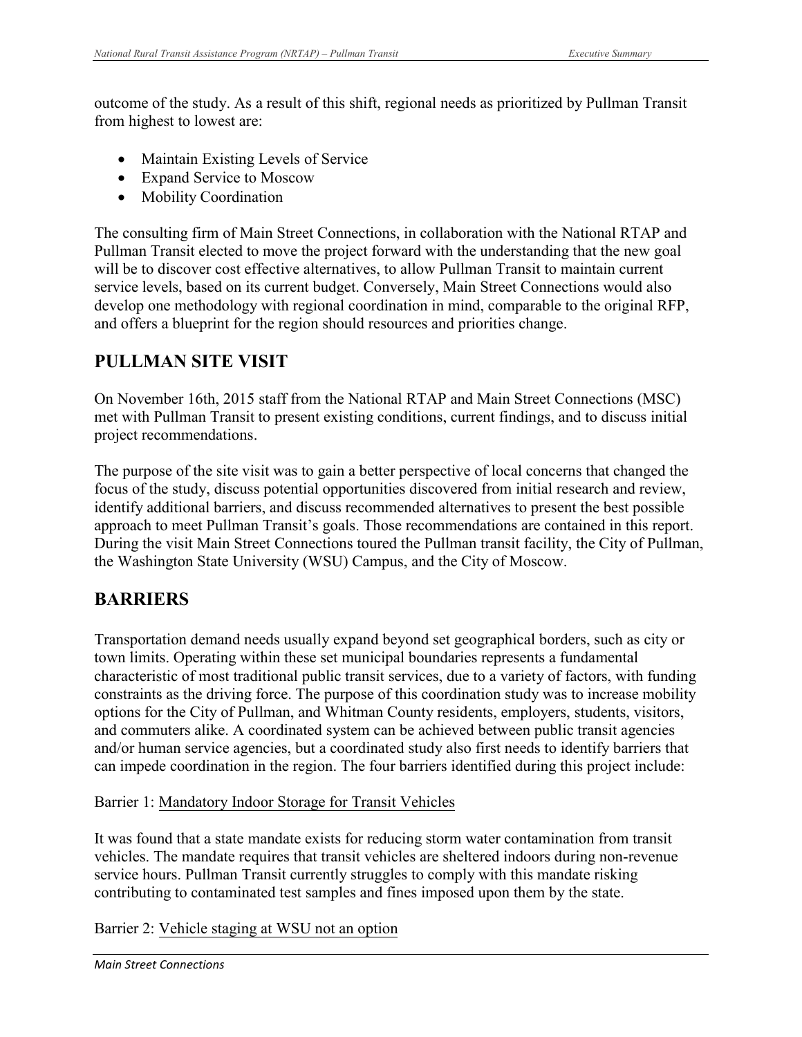outcome of the study. As a result of this shift, regional needs as prioritized by Pullman Transit from highest to lowest are:

- Maintain Existing Levels of Service
- Expand Service to Moscow
- Mobility Coordination

The consulting firm of Main Street Connections, in collaboration with the National RTAP and Pullman Transit elected to move the project forward with the understanding that the new goal will be to discover cost effective alternatives, to allow Pullman Transit to maintain current service levels, based on its current budget. Conversely, Main Street Connections would also develop one methodology with regional coordination in mind, comparable to the original RFP, and offers a blueprint for the region should resources and priorities change.

## PULLMAN SITE VISIT

On November 16th, 2015 staff from the National RTAP and Main Street Connections (MSC) met with Pullman Transit to present existing conditions, current findings, and to discuss initial project recommendations.

The purpose of the site visit was to gain a better perspective of local concerns that changed the focus of the study, discuss potential opportunities discovered from initial research and review, identify additional barriers, and discuss recommended alternatives to present the best possible approach to meet Pullman Transit's goals. Those recommendations are contained in this report. During the visit Main Street Connections toured the Pullman transit facility, the City of Pullman, the Washington State University (WSU) Campus, and the City of Moscow.

## BARRIERS

Transportation demand needs usually expand beyond set geographical borders, such as city or town limits. Operating within these set municipal boundaries represents a fundamental characteristic of most traditional public transit services, due to a variety of factors, with funding constraints as the driving force. The purpose of this coordination study was to increase mobility options for the City of Pullman, and Whitman County residents, employers, students, visitors, and commuters alike. A coordinated system can be achieved between public transit agencies and/or human service agencies, but a coordinated study also first needs to identify barriers that can impede coordination in the region. The four barriers identified during this project include:

Barrier 1: Mandatory Indoor Storage for Transit Vehicles

It was found that a state mandate exists for reducing storm water contamination from transit vehicles. The mandate requires that transit vehicles are sheltered indoors during non-revenue service hours. Pullman Transit currently struggles to comply with this mandate risking contributing to contaminated test samples and fines imposed upon them by the state.

Barrier 2: Vehicle staging at WSU not an option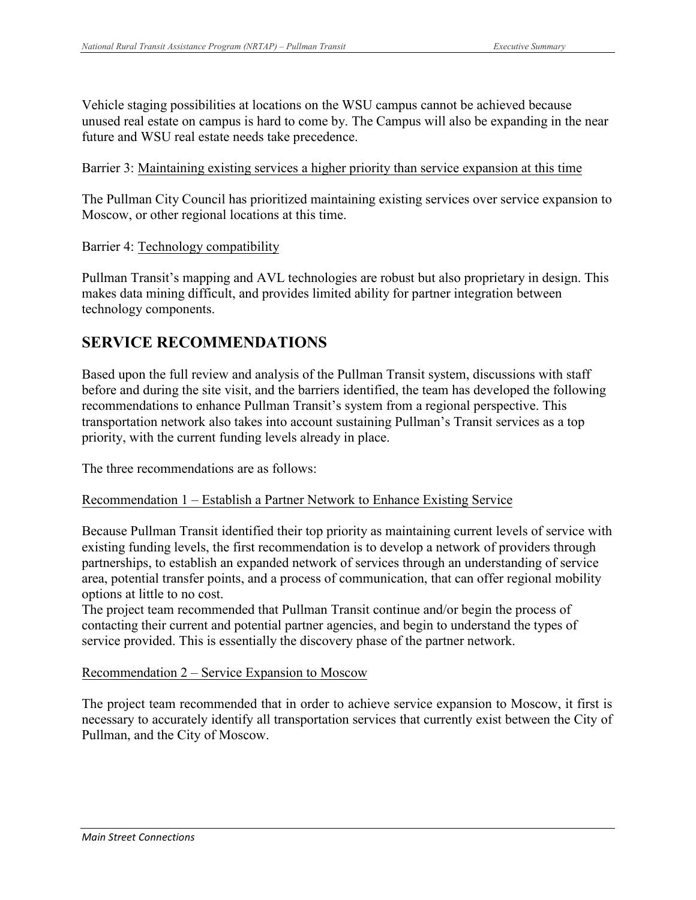Vehicle staging possibilities at locations on the WSU campus cannot be achieved because unused real estate on campus is hard to come by. The Campus will also be expanding in the near future and WSU real estate needs take precedence.

Barrier 3: Maintaining existing services a higher priority than service expansion at this time

The Pullman City Council has prioritized maintaining existing services over service expansion to Moscow, or other regional locations at this time.

Barrier 4: Technology compatibility

Pullman Transit's mapping and AVL technologies are robust but also proprietary in design. This makes data mining difficult, and provides limited ability for partner integration between technology components.

## SERVICE RECOMMENDATIONS

Based upon the full review and analysis of the Pullman Transit system, discussions with staff before and during the site visit, and the barriers identified, the team has developed the following recommendations to enhance Pullman Transit's system from a regional perspective. This transportation network also takes into account sustaining Pullman's Transit services as a top priority, with the current funding levels already in place.

The three recommendations are as follows:

Recommendation 1 – Establish a Partner Network to Enhance Existing Service

Because Pullman Transit identified their top priority as maintaining current levels of service with existing funding levels, the first recommendation is to develop a network of providers through partnerships, to establish an expanded network of services through an understanding of service area, potential transfer points, and a process of communication, that can offer regional mobility options at little to no cost.
The project team recommended that Pullman Transit continue and/or begin the process of contacting their current and potential partner agencies, and begin to understand the types of service provided. This is essentially the discovery phase of the partner network.

Recommendation 2 – Service Expansion to Moscow

The project team recommended that in order to achieve service expansion to Moscow, it first is necessary to accurately identify all transportation services that currently exist between the City of Pullman, and the City of Moscow.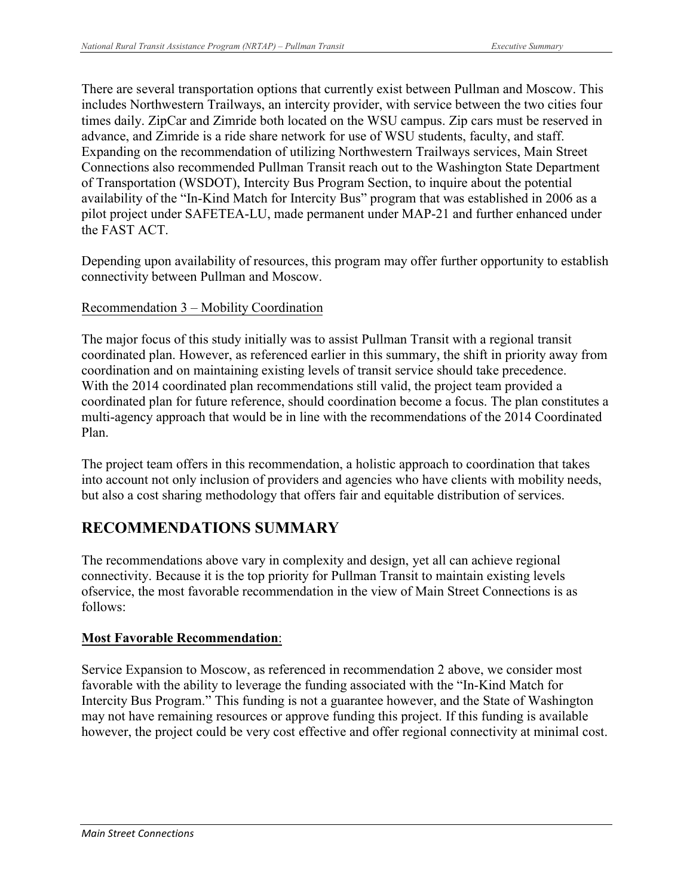There are several transportation options that currently exist between Pullman and Moscow. This includes Northwestern Trailways, an intercity provider, with service between the two cities four times daily. ZipCar and Zimride both located on the WSU campus. Zip cars must be reserved in advance, and Zimride is a ride share network for use of WSU students, faculty, and staff. Expanding on the recommendation of utilizing Northwestern Trailways services, Main Street Connections also recommended Pullman Transit reach out to the Washington State Department of Transportation (WSDOT), Intercity Bus Program Section, to inquire about the potential availability of the "In-Kind Match for Intercity Bus" program that was established in 2006 as a pilot project under SAFETEA-LU, made permanent under MAP-21 and further enhanced under the FAST ACT.

Depending upon availability of resources, this program may offer further opportunity to establish connectivity between Pullman and Moscow.

<u>Recommendation 3 – Mobility Coordination</u>

The major focus of this study initially was to assist Pullman Transit with a regional transit coordinated plan. However, as referenced earlier in this summary, the shift in priority away from coordination and on maintaining existing levels of transit service should take precedence. With the 2014 coordinated plan recommendations still valid, the project team provided a coordinated plan for future reference, should coordination become a focus. The plan constitutes a multi-agency approach that would be in line with the recommendations of the 2014 Coordinated Plan.

The project team offers in this recommendation, a holistic approach to coordination that takes into account not only inclusion of providers and agencies who have clients with mobility needs, but also a cost sharing methodology that offers fair and equitable distribution of services.

## RECOMMENDATIONS SUMMARY

The recommendations above vary in complexity and design, yet all can achieve regional connectivity. Because it is the top priority for Pullman Transit to maintain existing levels ofservice, the most favorable recommendation in the view of Main Street Connections is as follows:

**Most Favorable Recommendation**:

Service Expansion to Moscow, as referenced in recommendation 2 above, we consider most favorable with the ability to leverage the funding associated with the "In-Kind Match for Intercity Bus Program." This funding is not a guarantee however, and the State of Washington may not have remaining resources or approve funding this project. If this funding is available however, the project could be very cost effective and offer regional connectivity at minimal cost.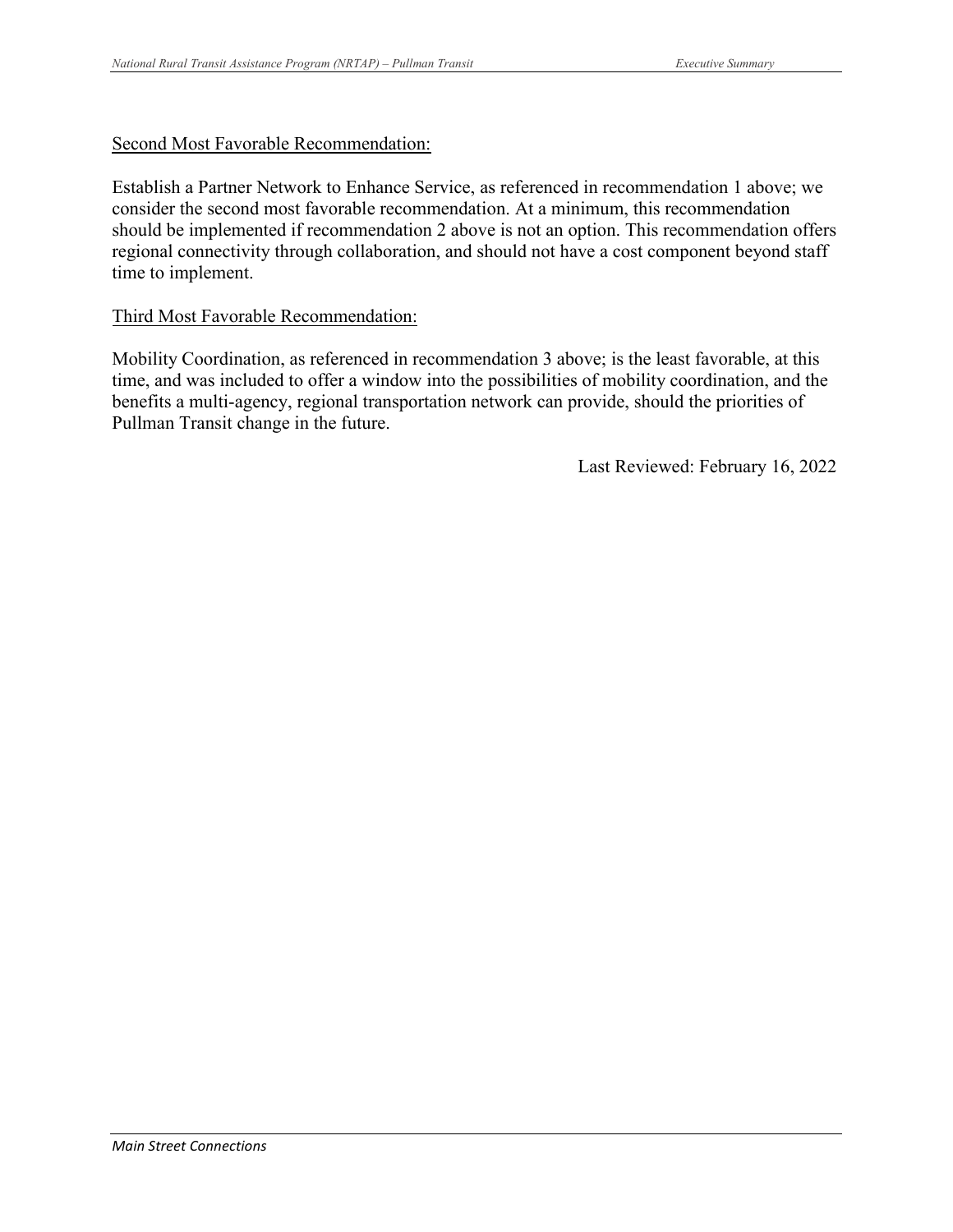<u>Second Most Favorable Recommendation:</u>

Establish a Partner Network to Enhance Service, as referenced in recommendation 1 above; we consider the second most favorable recommendation. At a minimum, this recommendation should be implemented if recommendation 2 above is not an option. This recommendation offers regional connectivity through collaboration, and should not have a cost component beyond staff time to implement.

<u>Third Most Favorable Recommendation:</u>

Mobility Coordination, as referenced in recommendation 3 above; is the least favorable, at this time, and was included to offer a window into the possibilities of mobility coordination, and the benefits a multi-agency, regional transportation network can provide, should the priorities of Pullman Transit change in the future.

Last Reviewed: February 16, 2022